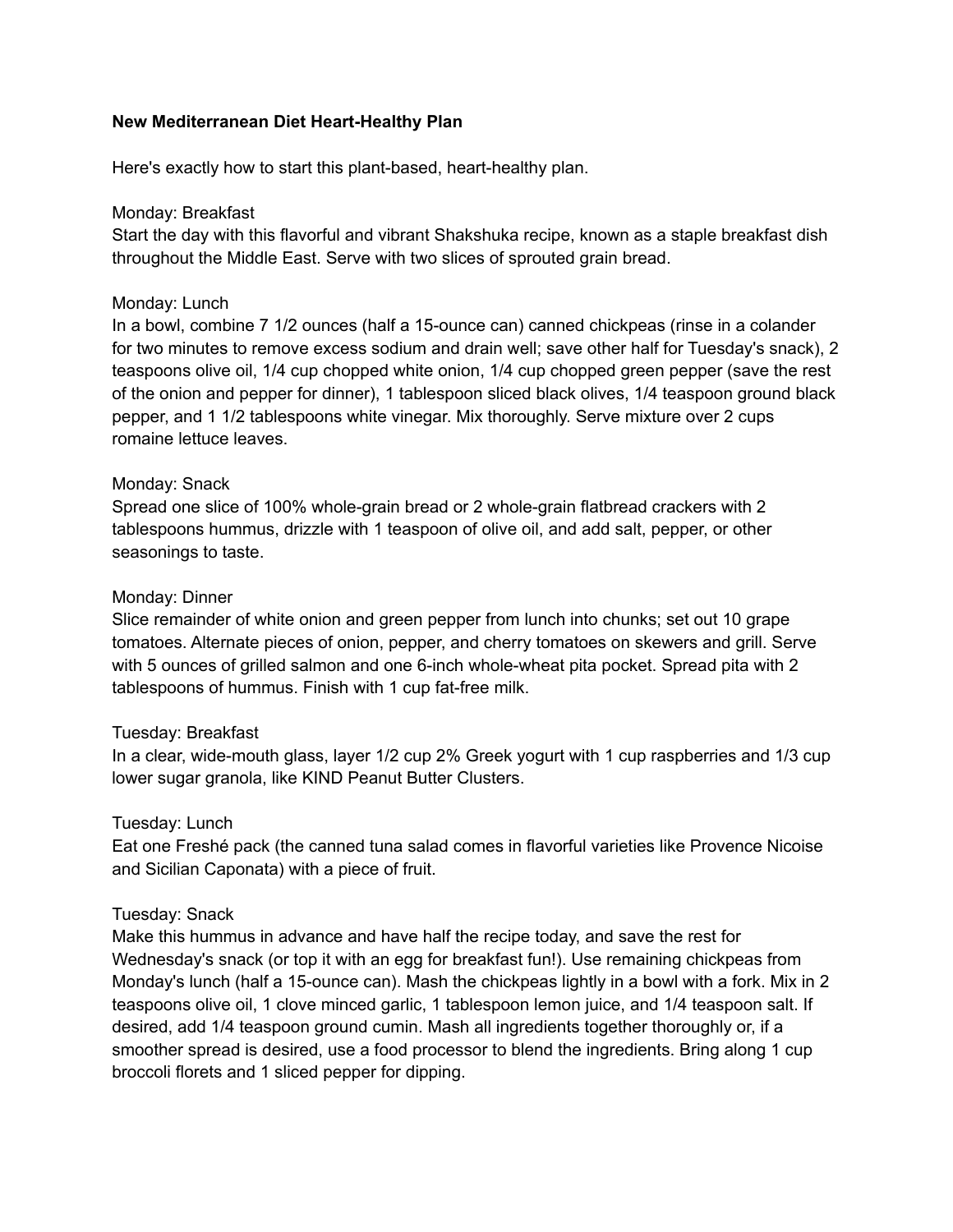**New Mediterranean Diet Heart-Healthy Plan**

Here's exactly how to start this plant-based, heart-healthy plan.

Monday: Breakfast
Start the day with this flavorful and vibrant Shakshuka recipe, known as a staple breakfast dish throughout the Middle East. Serve with two slices of sprouted grain bread.

Monday: Lunch
In a bowl, combine 7 1/2 ounces (half a 15-ounce can) canned chickpeas (rinse in a colander for two minutes to remove excess sodium and drain well; save other half for Tuesday's snack), 2 teaspoons olive oil, 1/4 cup chopped white onion, 1/4 cup chopped green pepper (save the rest of the onion and pepper for dinner), 1 tablespoon sliced black olives, 1/4 teaspoon ground black pepper, and 1 1/2 tablespoons white vinegar. Mix thoroughly. Serve mixture over 2 cups romaine lettuce leaves.

Monday: Snack
Spread one slice of 100% whole-grain bread or 2 whole-grain flatbread crackers with 2 tablespoons hummus, drizzle with 1 teaspoon of olive oil, and add salt, pepper, or other seasonings to taste.

Monday: Dinner
Slice remainder of white onion and green pepper from lunch into chunks; set out 10 grape tomatoes. Alternate pieces of onion, pepper, and cherry tomatoes on skewers and grill. Serve with 5 ounces of grilled salmon and one 6-inch whole-wheat pita pocket. Spread pita with 2 tablespoons of hummus. Finish with 1 cup fat-free milk.

Tuesday: Breakfast
In a clear, wide-mouth glass, layer 1/2 cup 2% Greek yogurt with 1 cup raspberries and 1/3 cup lower sugar granola, like KIND Peanut Butter Clusters.

Tuesday: Lunch
Eat one Freshé pack (the canned tuna salad comes in flavorful varieties like Provence Nicoise and Sicilian Caponata) with a piece of fruit.

Tuesday: Snack
Make this hummus in advance and have half the recipe today, and save the rest for Wednesday's snack (or top it with an egg for breakfast fun!). Use remaining chickpeas from Monday's lunch (half a 15-ounce can). Mash the chickpeas lightly in a bowl with a fork. Mix in 2 teaspoons olive oil, 1 clove minced garlic, 1 tablespoon lemon juice, and 1/4 teaspoon salt. If desired, add 1/4 teaspoon ground cumin. Mash all ingredients together thoroughly or, if a smoother spread is desired, use a food processor to blend the ingredients. Bring along 1 cup broccoli florets and 1 sliced pepper for dipping.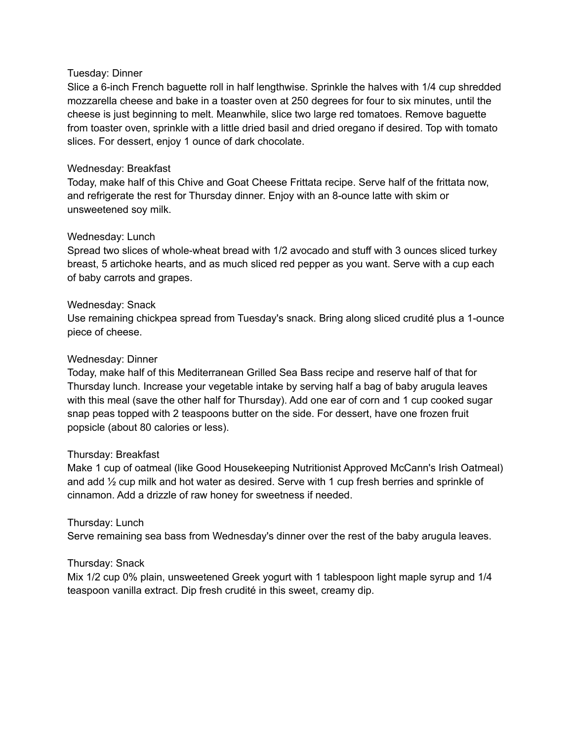Tuesday: Dinner

Slice a 6-inch French baguette roll in half lengthwise. Sprinkle the halves with 1/4 cup shredded mozzarella cheese and bake in a toaster oven at 250 degrees for four to six minutes, until the cheese is just beginning to melt. Meanwhile, slice two large red tomatoes. Remove baguette from toaster oven, sprinkle with a little dried basil and dried oregano if desired. Top with tomato slices. For dessert, enjoy 1 ounce of dark chocolate.

Wednesday: Breakfast

Today, make half of this Chive and Goat Cheese Frittata recipe. Serve half of the frittata now, and refrigerate the rest for Thursday dinner. Enjoy with an 8-ounce latte with skim or unsweetened soy milk.

Wednesday: Lunch

Spread two slices of whole-wheat bread with 1/2 avocado and stuff with 3 ounces sliced turkey breast, 5 artichoke hearts, and as much sliced red pepper as you want. Serve with a cup each of baby carrots and grapes.

Wednesday: Snack

Use remaining chickpea spread from Tuesday's snack. Bring along sliced crudité plus a 1-ounce piece of cheese.

Wednesday: Dinner

Today, make half of this Mediterranean Grilled Sea Bass recipe and reserve half of that for Thursday lunch. Increase your vegetable intake by serving half a bag of baby arugula leaves with this meal (save the other half for Thursday). Add one ear of corn and 1 cup cooked sugar snap peas topped with 2 teaspoons butter on the side. For dessert, have one frozen fruit popsicle (about 80 calories or less).

Thursday: Breakfast

Make 1 cup of oatmeal (like Good Housekeeping Nutritionist Approved McCann's Irish Oatmeal) and add ½ cup milk and hot water as desired. Serve with 1 cup fresh berries and sprinkle of cinnamon. Add a drizzle of raw honey for sweetness if needed.

Thursday: Lunch

Serve remaining sea bass from Wednesday's dinner over the rest of the baby arugula leaves.

Thursday: Snack

Mix 1/2 cup 0% plain, unsweetened Greek yogurt with 1 tablespoon light maple syrup and 1/4 teaspoon vanilla extract. Dip fresh crudité in this sweet, creamy dip.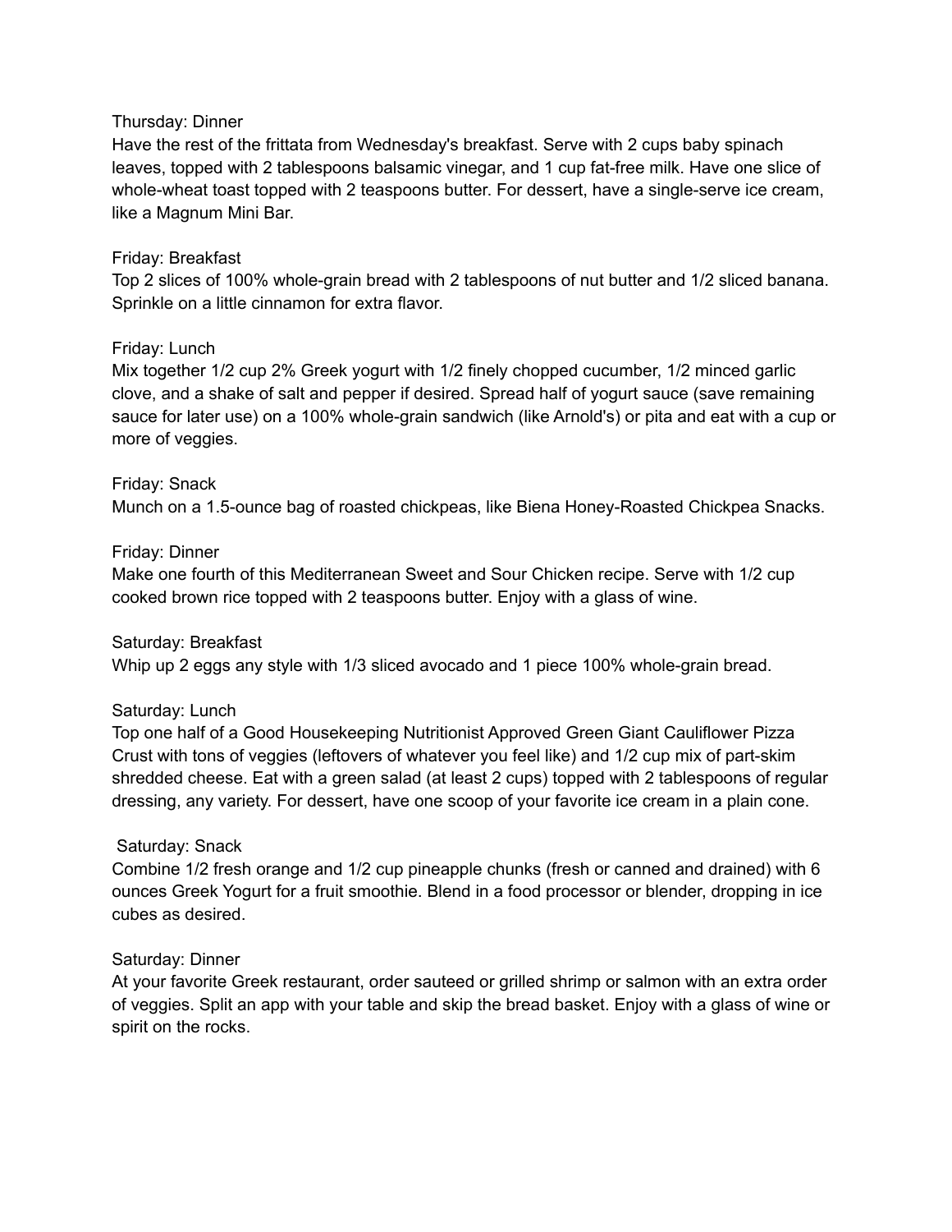Thursday: Dinner
Have the rest of the frittata from Wednesday's breakfast. Serve with 2 cups baby spinach leaves, topped with 2 tablespoons balsamic vinegar, and 1 cup fat-free milk. Have one slice of whole-wheat toast topped with 2 teaspoons butter. For dessert, have a single-serve ice cream, like a Magnum Mini Bar.

Friday: Breakfast
Top 2 slices of 100% whole-grain bread with 2 tablespoons of nut butter and 1/2 sliced banana. Sprinkle on a little cinnamon for extra flavor.

Friday: Lunch
Mix together 1/2 cup 2% Greek yogurt with 1/2 finely chopped cucumber, 1/2 minced garlic clove, and a shake of salt and pepper if desired. Spread half of yogurt sauce (save remaining sauce for later use) on a 100% whole-grain sandwich (like Arnold's) or pita and eat with a cup or more of veggies.

Friday: Snack
Munch on a 1.5-ounce bag of roasted chickpeas, like Biena Honey-Roasted Chickpea Snacks.

Friday: Dinner
Make one fourth of this Mediterranean Sweet and Sour Chicken recipe. Serve with 1/2 cup cooked brown rice topped with 2 teaspoons butter. Enjoy with a glass of wine.

Saturday: Breakfast
Whip up 2 eggs any style with 1/3 sliced avocado and 1 piece 100% whole-grain bread.

Saturday: Lunch
Top one half of a Good Housekeeping Nutritionist Approved Green Giant Cauliflower Pizza Crust with tons of veggies (leftovers of whatever you feel like) and 1/2 cup mix of part-skim shredded cheese. Eat with a green salad (at least 2 cups) topped with 2 tablespoons of regular dressing, any variety. For dessert, have one scoop of your favorite ice cream in a plain cone.

Saturday: Snack
Combine 1/2 fresh orange and 1/2 cup pineapple chunks (fresh or canned and drained) with 6 ounces Greek Yogurt for a fruit smoothie. Blend in a food processor or blender, dropping in ice cubes as desired.

Saturday: Dinner
At your favorite Greek restaurant, order sauteed or grilled shrimp or salmon with an extra order of veggies. Split an app with your table and skip the bread basket. Enjoy with a glass of wine or spirit on the rocks.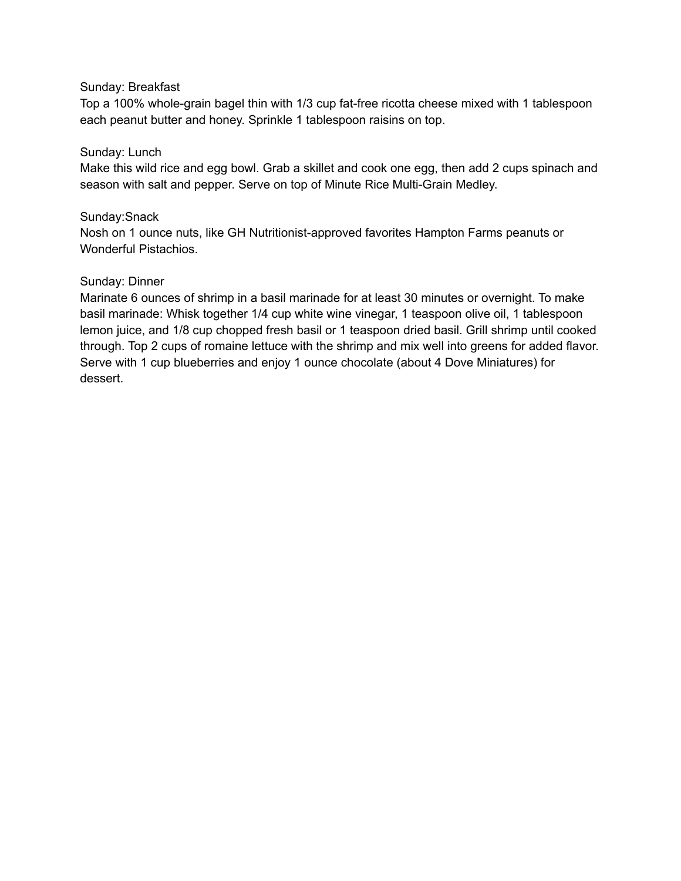Sunday: Breakfast

Top a 100% whole-grain bagel thin with 1/3 cup fat-free ricotta cheese mixed with 1 tablespoon each peanut butter and honey. Sprinkle 1 tablespoon raisins on top.

Sunday: Lunch

Make this wild rice and egg bowl. Grab a skillet and cook one egg, then add 2 cups spinach and season with salt and pepper. Serve on top of Minute Rice Multi-Grain Medley.

Sunday:Snack

Nosh on 1 ounce nuts, like GH Nutritionist-approved favorites Hampton Farms peanuts or Wonderful Pistachios.

Sunday: Dinner

Marinate 6 ounces of shrimp in a basil marinade for at least 30 minutes or overnight. To make basil marinade: Whisk together 1/4 cup white wine vinegar, 1 teaspoon olive oil, 1 tablespoon lemon juice, and 1/8 cup chopped fresh basil or 1 teaspoon dried basil. Grill shrimp until cooked through. Top 2 cups of romaine lettuce with the shrimp and mix well into greens for added flavor. Serve with 1 cup blueberries and enjoy 1 ounce chocolate (about 4 Dove Miniatures) for dessert.